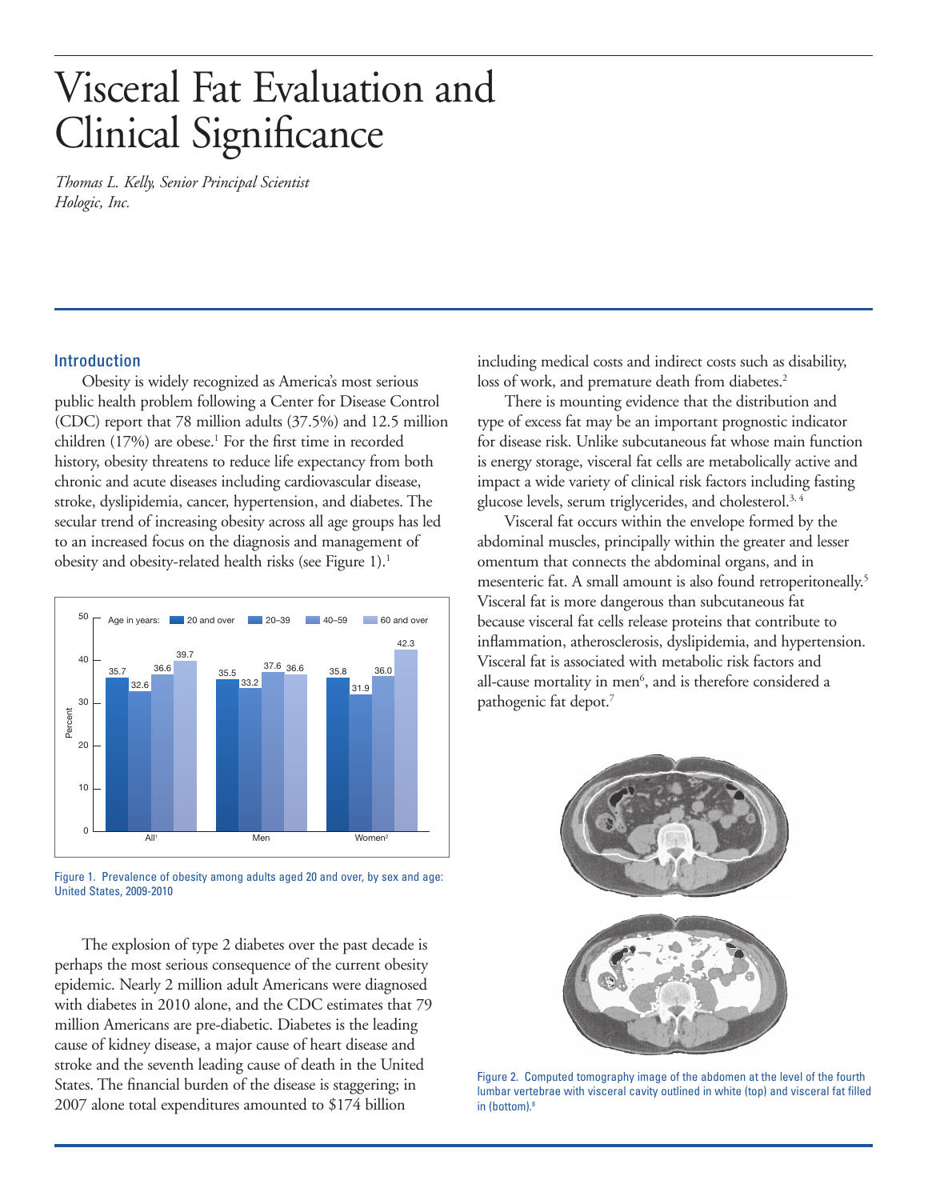# Visceral Fat Evaluation and Clinical Significance

*Thomas L. Kelly, Senior Principal Scientist*
*Hologic, Inc.*

## Introduction

Obesity is widely recognized as America's most serious public health problem following a Center for Disease Control (CDC) report that 78 million adults (37.5%) and 12.5 million children (17%) are obese.[1] For the first time in recorded history, obesity threatens to reduce life expectancy from both chronic and acute diseases including cardiovascular disease, stroke, dyslipidemia, cancer, hypertension, and diabetes. The secular trend of increasing obesity across all age groups has led to an increased focus on the diagnosis and management of obesity and obesity-related health risks (see Figure 1).[1]

Figure 1. Prevalence of obesity among adults aged 20 and over, by sex and age: United States, 2009-2010

The explosion of type 2 diabetes over the past decade is perhaps the most serious consequence of the current obesity epidemic. Nearly 2 million adult Americans were diagnosed with diabetes in 2010 alone, and the CDC estimates that 79 million Americans are pre-diabetic. Diabetes is the leading cause of kidney disease, a major cause of heart disease and stroke and the seventh leading cause of death in the United States. The financial burden of the disease is staggering; in 2007 alone total expenditures amounted to $174 billion including medical costs and indirect costs such as disability, loss of work, and premature death from diabetes.[2]

There is mounting evidence that the distribution and type of excess fat may be an important prognostic indicator for disease risk. Unlike subcutaneous fat whose main function is energy storage, visceral fat cells are metabolically active and impact a wide variety of clinical risk factors including fasting glucose levels, serum triglycerides, and cholesterol.[3, 4]

Visceral fat occurs within the envelope formed by the abdominal muscles, principally within the greater and lesser omentum that connects the abdominal organs, and in mesenteric fat. A small amount is also found retroperitoneally.[5] Visceral fat is more dangerous than subcutaneous fat because visceral fat cells release proteins that contribute to inflammation, atherosclerosis, dyslipidemia, and hypertension. Visceral fat is associated with metabolic risk factors and all-cause mortality in men[6], and is therefore considered a pathogenic fat depot.[7]

Figure 2. Computed tomography image of the abdomen at the level of the fourth lumbar vertebrae with visceral cavity outlined in white (top) and visceral fat filled in (bottom).[8]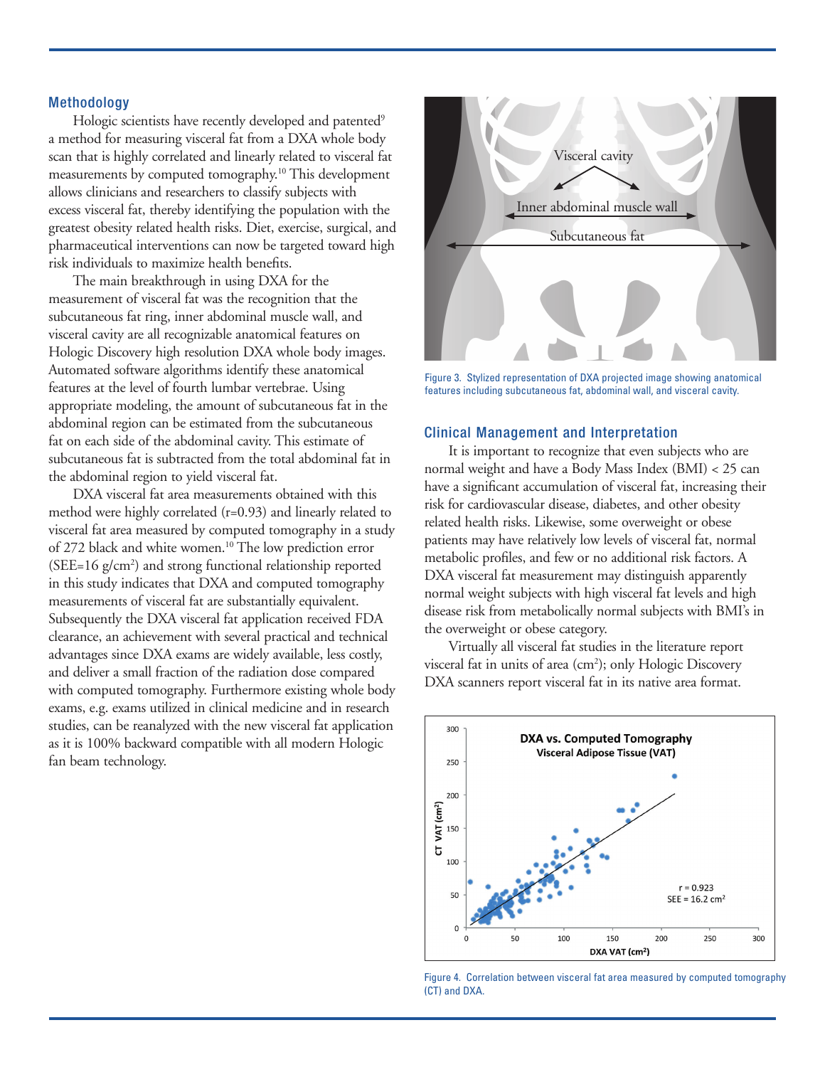## Methodology

Hologic scientists have recently developed and patented[9] a method for measuring visceral fat from a DXA whole body scan that is highly correlated and linearly related to visceral fat measurements by computed tomography.[10] This development allows clinicians and researchers to classify subjects with excess visceral fat, thereby identifying the population with the greatest obesity related health risks. Diet, exercise, surgical, and pharmaceutical interventions can now be targeted toward high risk individuals to maximize health benefits.

The main breakthrough in using DXA for the measurement of visceral fat was the recognition that the subcutaneous fat ring, inner abdominal muscle wall, and visceral cavity are all recognizable anatomical features on Hologic Discovery high resolution DXA whole body images. Automated software algorithms identify these anatomical features at the level of fourth lumbar vertebrae. Using appropriate modeling, the amount of subcutaneous fat in the abdominal region can be estimated from the subcutaneous fat on each side of the abdominal cavity. This estimate of subcutaneous fat is subtracted from the total abdominal fat in the abdominal region to yield visceral fat.

DXA visceral fat area measurements obtained with this method were highly correlated (r=0.93) and linearly related to visceral fat area measured by computed tomography in a study of 272 black and white women.[10] The low prediction error (SEE=16 g/cm$^2$) and strong functional relationship reported in this study indicates that DXA and computed tomography measurements of visceral fat are substantially equivalent. Subsequently the DXA visceral fat application received FDA clearance, an achievement with several practical and technical advantages since DXA exams are widely available, less costly, and deliver a small fraction of the radiation dose compared with computed tomography. Furthermore existing whole body exams, e.g. exams utilized in clinical medicine and in research studies, can be reanalyzed with the new visceral fat application as it is 100% backward compatible with all modern Hologic fan beam technology.

Figure 3. Stylized representation of DXA projected image showing anatomical features including subcutaneous fat, abdominal wall, and visceral cavity.

## Clinical Management and Interpretation

It is important to recognize that even subjects who are normal weight and have a Body Mass Index (BMI) < 25 can have a significant accumulation of visceral fat, increasing their risk for cardiovascular disease, diabetes, and other obesity related health risks. Likewise, some overweight or obese patients may have relatively low levels of visceral fat, normal metabolic profiles, and few or no additional risk factors. A DXA visceral fat measurement may distinguish apparently normal weight subjects with high visceral fat levels and high disease risk from metabolically normal subjects with BMI's in the overweight or obese category.

Virtually all visceral fat studies in the literature report visceral fat in units of area (cm$^2$); only Hologic Discovery DXA scanners report visceral fat in its native area format.

Figure 4. Correlation between visceral fat area measured by computed tomography (CT) and DXA.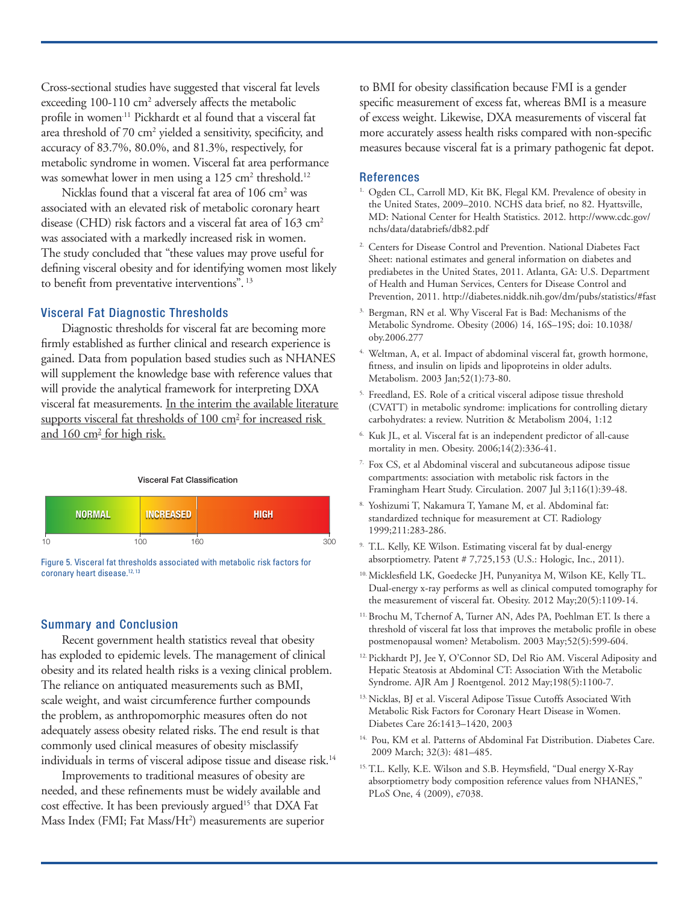Cross-sectional studies have suggested that visceral fat levels exceeding 100-110 $cm^2$ adversely affects the metabolic profile in women[11] Pickhardt et al found that a visceral fat area threshold of 70 $cm^2$ yielded a sensitivity, specificity, and accuracy of 83.7%, 80.0%, and 81.3%, respectively, for metabolic syndrome in women. Visceral fat area performance was somewhat lower in men using a 125 $cm^2$ threshold.[12]

Nicklas found that a visceral fat area of 106 $cm^2$ was associated with an elevated risk of metabolic coronary heart disease (CHD) risk factors and a visceral fat area of 163 $cm^2$ was associated with a markedly increased risk in women. The study concluded that "these values may prove useful for defining visceral obesity and for identifying women most likely to benefit from preventative interventions".[13]

## Visceral Fat Diagnostic Thresholds

Diagnostic thresholds for visceral fat are becoming more firmly established as further clinical and research experience is gained. Data from population based studies such as NHANES will supplement the knowledge base with reference values that will provide the analytical framework for interpreting DXA visceral fat measurements. In the interim the available literature supports visceral fat thresholds of 100 $cm^2$ for increased risk and 160 $cm^2$ for high risk.

**Visceral Fat Classification**

| NORMAL | INCREASED | HIGH |
|---|---|---|
| 10–100 | 100–160 | 160–300 |

Figure 5. Visceral fat thresholds associated with metabolic risk factors for coronary heart disease.[12, 13]

## Summary and Conclusion

Recent government health statistics reveal that obesity has exploded to epidemic levels. The management of clinical obesity and its related health risks is a vexing clinical problem. The reliance on antiquated measurements such as BMI, scale weight, and waist circumference further compounds the problem, as anthropomorphic measures often do not adequately assess obesity related risks. The end result is that commonly used clinical measures of obesity misclassify individuals in terms of visceral adipose tissue and disease risk.[14]

Improvements to traditional measures of obesity are needed, and these refinements must be widely available and cost effective. It has been previously argued[15] that DXA Fat Mass Index (FMI; Fat Mass/$Ht^2$) measurements are superior to BMI for obesity classification because FMI is a gender specific measurement of excess fat, whereas BMI is a measure of excess weight. Likewise, DXA measurements of visceral fat more accurately assess health risks compared with non-specific measures because visceral fat is a primary pathogenic fat depot.

## References

1. Ogden CL, Carroll MD, Kit BK, Flegal KM. Prevalence of obesity in the United States, 2009–2010. NCHS data brief, no 82. Hyattsville, MD: National Center for Health Statistics. 2012. http://www.cdc.gov/nchs/data/databriefs/db82.pdf
2. Centers for Disease Control and Prevention. National Diabetes Fact Sheet: national estimates and general information on diabetes and prediabetes in the United States, 2011. Atlanta, GA: U.S. Department of Health and Human Services, Centers for Disease Control and Prevention, 2011. http://diabetes.niddk.nih.gov/dm/pubs/statistics/#fast
3. Bergman, RN et al. Why Visceral Fat is Bad: Mechanisms of the Metabolic Syndrome. Obesity (2006) 14, 16S–19S; doi: 10.1038/oby.2006.277
4. Weltman, A, et al. Impact of abdominal visceral fat, growth hormone, fitness, and insulin on lipids and lipoproteins in older adults. Metabolism. 2003 Jan;52(1):73-80.
5. Freedland, ES. Role of a critical visceral adipose tissue threshold (CVATT) in metabolic syndrome: implications for controlling dietary carbohydrates: a review. Nutrition & Metabolism 2004, 1:12
6. Kuk JL, et al. Visceral fat is an independent predictor of all-cause mortality in men. Obesity. 2006;14(2):336-41.
7. Fox CS, et al Abdominal visceral and subcutaneous adipose tissue compartments: association with metabolic risk factors in the Framingham Heart Study. Circulation. 2007 Jul 3;116(1):39-48.
8. Yoshizumi T, Nakamura T, Yamane M, et al. Abdominal fat: standardized technique for measurement at CT. Radiology 1999;211:283-286.
9. T.L. Kelly, KE Wilson. Estimating visceral fat by dual-energy absorptiometry. Patent # 7,725,153 (U.S.: Hologic, Inc., 2011).
10. Micklesfield LK, Goedecke JH, Punyanitya M, Wilson KE, Kelly TL. Dual-energy x-ray performs as well as clinical computed tomography for the measurement of visceral fat. Obesity. 2012 May;20(5):1109-14.
11. Brochu M, Tchernof A, Turner AN, Ades PA, Poehlman ET. Is there a threshold of visceral fat loss that improves the metabolic profile in obese postmenopausal women? Metabolism. 2003 May;52(5):599-604.
12. Pickhardt PJ, Jee Y, O'Connor SD, Del Rio AM. Visceral Adiposity and Hepatic Steatosis at Abdominal CT: Association With the Metabolic Syndrome. AJR Am J Roentgenol. 2012 May;198(5):1100-7.
13. Nicklas, BJ et al. Visceral Adipose Tissue Cutoffs Associated With Metabolic Risk Factors for Coronary Heart Disease in Women. Diabetes Care 26:1413–1420, 2003
14. Pou, KM et al. Patterns of Abdominal Fat Distribution. Diabetes Care. 2009 March; 32(3): 481–485.
15. T.L. Kelly, K.E. Wilson and S.B. Heymsfield, "Dual energy X-Ray absorptiometry body composition reference values from NHANES," PLoS One, 4 (2009), e7038.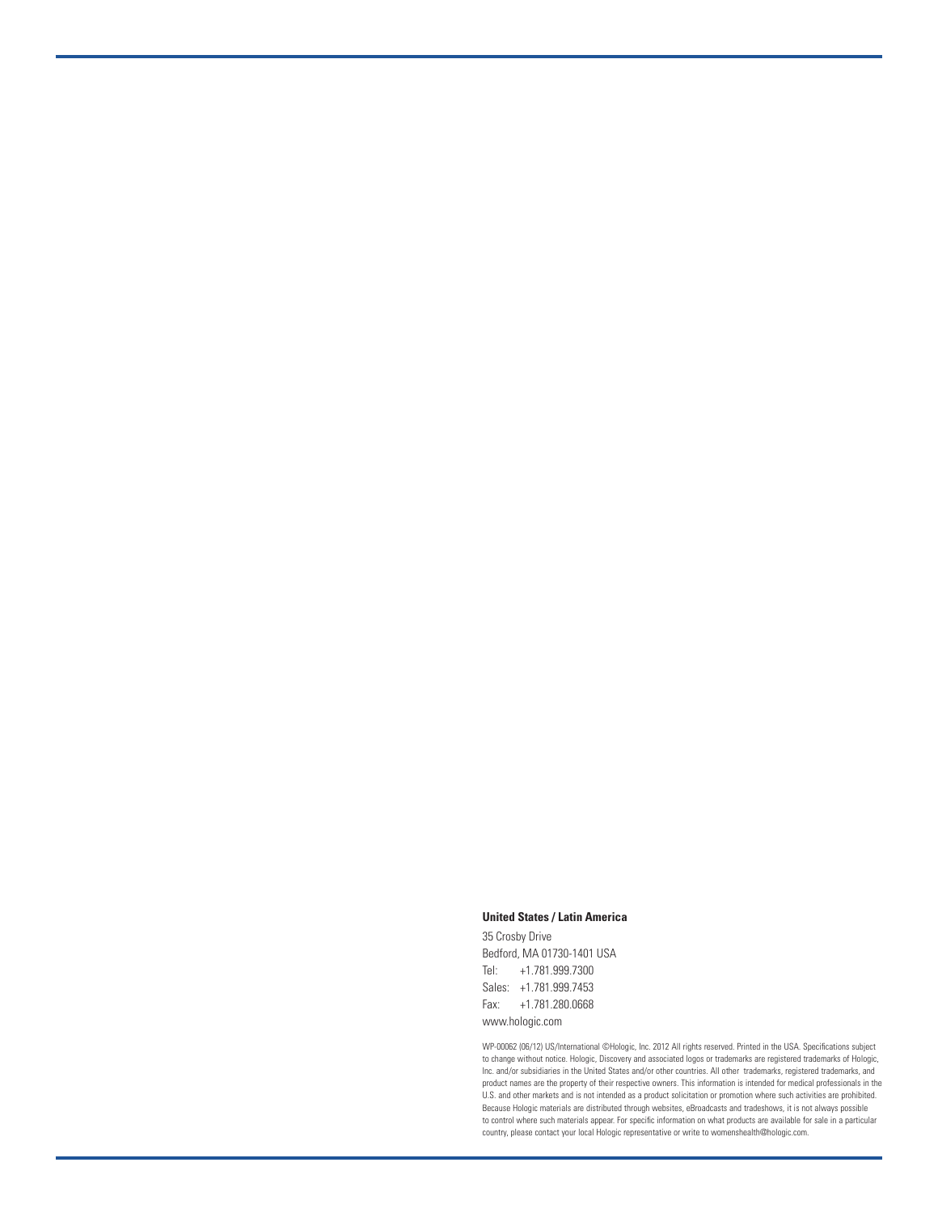**United States / Latin America**

35 Crosby Drive
Bedford, MA 01730-1401 USA
Tel: +1.781.999.7300
Sales: +1.781.999.7453
Fax: +1.781.280.0668
www.hologic.com

WP-00062 (06/12) US/International ©Hologic, Inc. 2012 All rights reserved. Printed in the USA. Specifications subject to change without notice. Hologic, Discovery and associated logos or trademarks are registered trademarks of Hologic, Inc. and/or subsidiaries in the United States and/or other countries. All other trademarks, registered trademarks, and product names are the property of their respective owners. This information is intended for medical professionals in the U.S. and other markets and is not intended as a product solicitation or promotion where such activities are prohibited. Because Hologic materials are distributed through websites, eBroadcasts and tradeshows, it is not always possible to control where such materials appear. For specific information on what products are available for sale in a particular country, please contact your local Hologic representative or write to womenshealth@hologic.com.